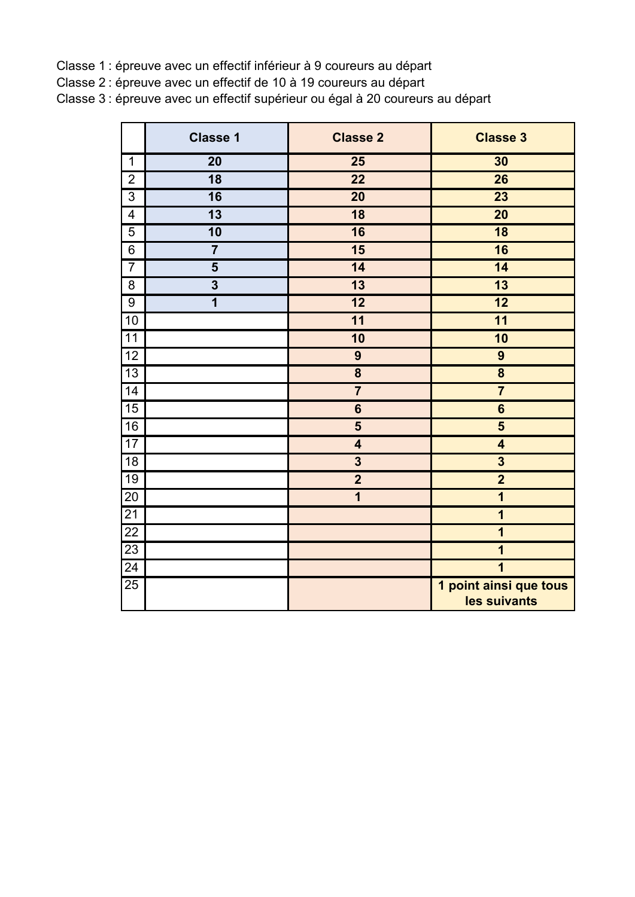Classe 1 : épreuve avec un effectif inférieur à 9 coureurs au départ
Classe 2 : épreuve avec un effectif de 10 à 19 coureurs au départ
Classe 3 : épreuve avec un effectif supérieur ou égal à 20 coureurs au départ

| | Classe 1 | Classe 2 | Classe 3 |
|---|---|---|---|
| 1 | **20** | **25** | **30** |
| 2 | **18** | **22** | **26** |
| 3 | **16** | **20** | **23** |
| 4 | **13** | **18** | **20** |
| 5 | **10** | **16** | **18** |
| 6 | **7** | **15** | **16** |
| 7 | **5** | **14** | **14** |
| 8 | **3** | **13** | **13** |
| 9 | **1** | **12** | **12** |
| 10 | | **11** | **11** |
| 11 | | **10** | **10** |
| 12 | | **9** | **9** |
| 13 | | **8** | **8** |
| 14 | | **7** | **7** |
| 15 | | **6** | **6** |
| 16 | | **5** | **5** |
| 17 | | **4** | **4** |
| 18 | | **3** | **3** |
| 19 | | **2** | **2** |
| 20 | | **1** | **1** |
| 21 | | | **1** |
| 22 | | | **1** |
| 23 | | | **1** |
| 24 | | | **1** |
| 25 | | | **1 point ainsi que tous les suivants** |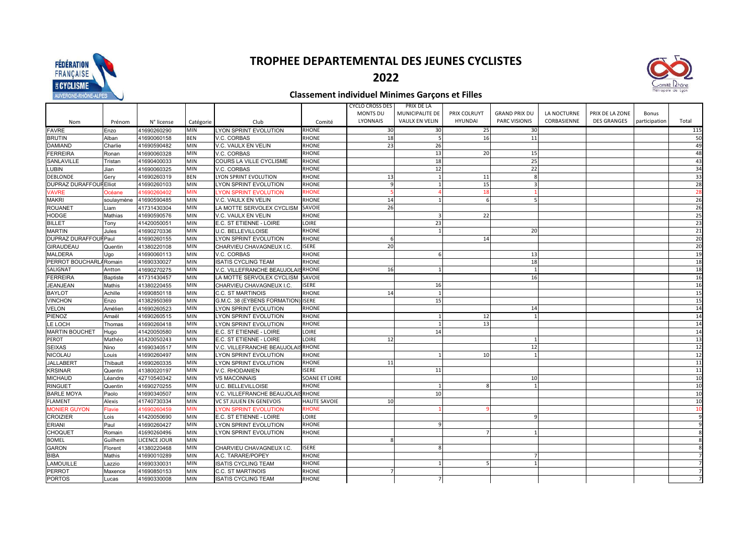# TROPHEE DEPARTEMENTAL DES JEUNES CYCLISTES

## 2022

### Classement individuel Minimes Garçons et Filles

| Nom | Prénom | N° license | Catégorie | Club | Comité | CYCLO CROSS DES MONTS DU LYONNAIS | PRIX DE LA MUNICIPALITE DE VAULX EN VELIN | PRIX COLRUYT HYUNDAI | GRAND PRIX DU PARC VISIONIS | LA NOCTURNE CORBASIENNE | PRIX DE LA ZONE DES GRANGES | Bonus participation | Total |
|---|---|---|---|---|---|---|---|---|---|---|---|---|---|
| FAVRE | Enzo | 41690260290 | MIN | LYON SPRINT EVOLUTION | RHONE | 30 | 30 | 25 | 30 | | | | 115 |
| BRUTIN | Alban | 41690060158 | BEN | V.C. CORBAS | RHONE | 18 | 5 | 16 | 11 | | | | 50 |
| DAMIAND | Charlie | 41690590482 | MIN | V.C. VAULX EN VELIN | RHONE | 23 | 26 | | | | | | 49 |
| FERREIRA | Ronan | 41690060328 | MIN | V.C. CORBAS | RHONE | | 13 | 20 | 15 | | | | 48 |
| SANLAVILLE | Tristan | 41690400033 | MIN | COURS LA VILLE CYCLISME | RHONE | | 18 | | 25 | | | | 43 |
| LUBIN | Jian | 41690060325 | MIN | V.C. CORBAS | RHONE | | 12 | | 22 | | | | 34 |
| DEBLONDE | Gery | 41690260319 | BEN | LYON SPRINT EVOLUTION | RHONE | 13 | 1 | 11 | 8 | | | | 33 |
| DUPRAZ DURAFFOUR | Elliot | 41690260103 | MIN | LYON SPRINT EVOLUTION | RHONE | 9 | 1 | 15 | 3 | | | | 28 |
| VAVRE | Océane | 41690260402 | MIN | LYON SPRINT EVOLUTION | RHONE | 5 | 4 | 18 | 1 | | | | 28 |
| MAKRI | soulaymène | 41690590485 | MIN | V.C. VAULX EN VELIN | RHONE | 14 | 1 | 6 | 5 | | | | 26 |
| ROUANET | Liam | 41731430304 | MIN | LA MOTTE SERVOLEX CYCLISM | SAVOIE | 26 | | | | | | | 26 |
| HODGE | Mathias | 41690590576 | MIN | V.C. VAULX EN VELIN | RHONE | | 3 | 22 | | | | | 25 |
| BILLET | Tony | 41420050051 | MIN | E.C. ST ETIENNE - LOIRE | LOIRE | | 23 | | | | | | 23 |
| MARTIN | Jules | 41690270336 | MIN | U.C. BELLEVILLOISE | RHONE | | 1 | | 20 | | | | 21 |
| DUPRAZ DURAFFOUR | Paul | 41690260155 | MIN | LYON SPRINT EVOLUTION | RHONE | 6 | | 14 | | | | | 20 |
| GIRAUDEAU | Quentin | 41380220108 | MIN | CHARVIEU CHAVAGNEUX I.C. | ISERE | 20 | | | | | | | 20 |
| MALDERA | Ugo | 41690060113 | MIN | V.C. CORBAS | RHONE | | 6 | | 13 | | | | 19 |
| PERROT BOUCHARLA | Romain | 41690330027 | MIN | ISATIS CYCLING TEAM | RHONE | | | | 18 | | | | 18 |
| SALIGNAT | Antton | 41690270275 | MIN | V.C. VILLEFRANCHE BEAUJOLAIS | RHONE | 16 | 1 | | 1 | | | | 18 |
| FERREIRA | Baptiste | 41731430457 | MIN | LA MOTTE SERVOLEX CYCLISM | SAVOIE | | | | 16 | | | | 16 |
| JEANJEAN | Mathis | 41380220455 | MIN | CHARVIEU CHAVAGNEUX I.C. | ISERE | | 16 | | | | | | 16 |
| BAYLOT | Achille | 41690850118 | MIN | C.C. ST MARTINOIS | RHONE | 14 | 1 | | | | | | 15 |
| VINCHON | Enzo | 41382950369 | MIN | G.M.C. 38 (EYBENS FORMATION) | ISERE | | 15 | | | | | | 15 |
| VELON | Amélien | 41690260523 | MIN | LYON SPRINT EVOLUTION | RHONE | | | | 14 | | | | 14 |
| PIENOZ | Amaël | 41690260515 | MIN | LYON SPRINT EVOLUTION | RHONE | | 1 | 12 | 1 | | | | 14 |
| LE LOCH | Thomas | 41690260418 | MIN | LYON SPRINT EVOLUTION | RHONE | | 1 | 13 | | | | | 14 |
| MARTIN BOUCHET | Hugo | 41420050580 | MIN | E.C. ST ETIENNE - LOIRE | LOIRE | | 14 | | | | | | 14 |
| PEROT | Mathéo | 41420050243 | MIN | E.C. ST ETIENNE - LOIRE | LOIRE | 12 | | | 1 | | | | 13 |
| SEIXAS | Nino | 41690340517 | MIN | V.C. VILLEFRANCHE BEAUJOLAIS | RHONE | | | | 12 | | | | 12 |
| NICOLAU | Louis | 41690260497 | MIN | LYON SPRINT EVOLUTION | RHONE | | 1 | 10 | 1 | | | | 12 |
| JALLABERT | Thibault | 41690260335 | MIN | LYON SPRINT EVOLUTION | RHONE | 11 | | | | | | | 11 |
| KRSINAR | Quentin | 41380020197 | MIN | V.C. RHODANIEN | ISERE | | 11 | | | | | | 11 |
| MICHAUD | Léandre | 42710540342 | MIN | VS MACONNAIS | SOANE ET LOIRE | | | | 10 | | | | 10 |
| RINGUET | Quentin | 41690270255 | MIN | U.C. BELLEVILLOISE | RHONE | | 1 | 8 | 1 | | | | 10 |
| BARLE MOYA | Paolo | 41690340507 | MIN | V.C. VILLEFRANCHE BEAUJOLAIS | RHONE | | 10 | | | | | | 10 |
| FLAMENT | Alexis | 41740730334 | MIN | VC ST JULIEN EN GENEVOIS | HAUTE SAVOIE | 10 | | | | | | | 10 |
| MONIER GUYON | Flavie | 41690260459 | MIN | LYON SPRINT EVOLUTION | RHONE | | 1 | 9 | | | | | 10 |
| CROIZIER | Lois | 41420050690 | MIN | E.C. ST ETIENNE - LOIRE | LOIRE | | | | 9 | | | | 9 |
| ERIANI | Paul | 41690260427 | MIN | LYON SPRINT EVOLUTION | RHONE | | 9 | | | | | | 9 |
| CHOQUET | Romain | 41690260496 | MIN | LYON SPRINT EVOLUTION | RHONE | | | 7 | 1 | | | | 8 |
| BOMEL | Guilhem | LICENCE JOUR | MIN | | | 8 | | | | | | | 8 |
| GARON | Florent | 41380220468 | MIN | CHARVIEU CHAVAGNEUX I.C. | ISERE | | 8 | | | | | | 8 |
| BIBA | Mathis | 41690010289 | MIN | A.C. TARARE/POPEY | RHONE | | | | 7 | | | | 7 |
| LAMOUILLE | Lazzio | 41690330031 | MIN | ISATIS CYCLING TEAM | RHONE | | 1 | 5 | 1 | | | | 7 |
| PERROT | Maxence | 41690850153 | MIN | C.C. ST MARTINOIS | RHONE | 7 | | | | | | | 7 |
| PORTOS | Lucas | 41690330008 | MIN | ISATIS CYCLING TEAM | RHONE | | 7 | | | | | | 7 |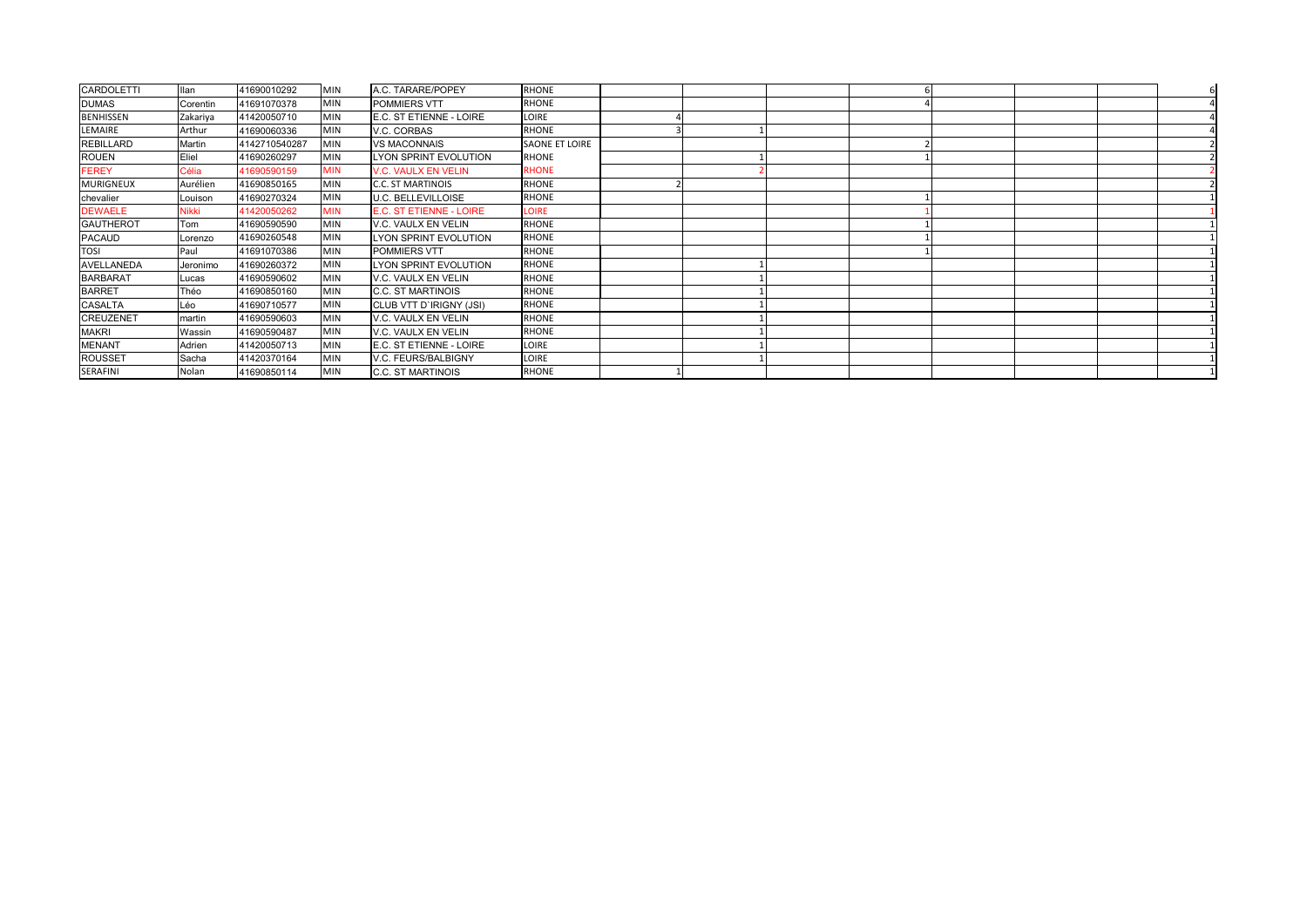| | | | | | | | | | | | | | |
|---|---|---|---|---|---|---|---|---|---|---|---|---|---|
| CARDOLETTI | Ilan | 41690010292 | MIN | A.C. TARARE/POPEY | RHONE | | | | 6 | | | | 6 |
| DUMAS | Corentin | 41691070378 | MIN | POMMIERS VTT | RHONE | | | | 4 | | | | 4 |
| BENHISSEN | Zakariya | 41420050710 | MIN | E.C. ST ETIENNE - LOIRE | LOIRE | 4 | | | | | | | 4 |
| LEMAIRE | Arthur | 41690060336 | MIN | V.C. CORBAS | RHONE | 3 | 1 | | | | | | 4 |
| REBILLARD | Martin | 4142710540287 | MIN | VS MACONNAIS | SAONE ET LOIRE | | | | 2 | | | | 2 |
| ROUEN | Eliel | 41690260297 | MIN | LYON SPRINT EVOLUTION | RHONE | | 1 | | 1 | | | | 2 |
| FEREY | Célia | 41690590159 | MIN | V.C. VAULX EN VELIN | RHONE | | 2 | | | | | | 2 |
| MURIGNEUX | Aurélien | 41690850165 | MIN | C.C. ST MARTINOIS | RHONE | 2 | | | | | | | 2 |
| chevalier | Louison | 41690270324 | MIN | U.C. BELLEVILLOISE | RHONE | | | | 1 | | | | 1 |
| DEWAELE | Nikki | 41420050262 | MIN | E.C. ST ETIENNE - LOIRE | LOIRE | | | | 1 | | | | 1 |
| GAUTHEROT | Tom | 41690590590 | MIN | V.C. VAULX EN VELIN | RHONE | | | | 1 | | | | 1 |
| PACAUD | Lorenzo | 41690260548 | MIN | LYON SPRINT EVOLUTION | RHONE | | | | 1 | | | | 1 |
| TOSI | Paul | 41691070386 | MIN | POMMIERS VTT | RHONE | | | | 1 | | | | 1 |
| AVELLANEDA | Jeronimo | 41690260372 | MIN | LYON SPRINT EVOLUTION | RHONE | | 1 | | | | | | 1 |
| BARBARAT | Lucas | 41690590602 | MIN | V.C. VAULX EN VELIN | RHONE | | 1 | | | | | | 1 |
| BARRET | Théo | 41690850160 | MIN | C.C. ST MARTINOIS | RHONE | | 1 | | | | | | 1 |
| CASALTA | Léo | 41690710577 | MIN | CLUB VTT D`IRIGNY (JSI) | RHONE | | 1 | | | | | | 1 |
| CREUZENET | martin | 41690590603 | MIN | V.C. VAULX EN VELIN | RHONE | | 1 | | | | | | 1 |
| MAKRI | Wassin | 41690590487 | MIN | V.C. VAULX EN VELIN | RHONE | | 1 | | | | | | 1 |
| MENANT | Adrien | 41420050713 | MIN | E.C. ST ETIENNE - LOIRE | LOIRE | | 1 | | | | | | 1 |
| ROUSSET | Sacha | 41420370164 | MIN | V.C. FEURS/BALBIGNY | LOIRE | | 1 | | | | | | 1 |
| SERAFINI | Nolan | 41690850114 | MIN | C.C. ST MARTINOIS | RHONE | 1 | | | | | | | 1 |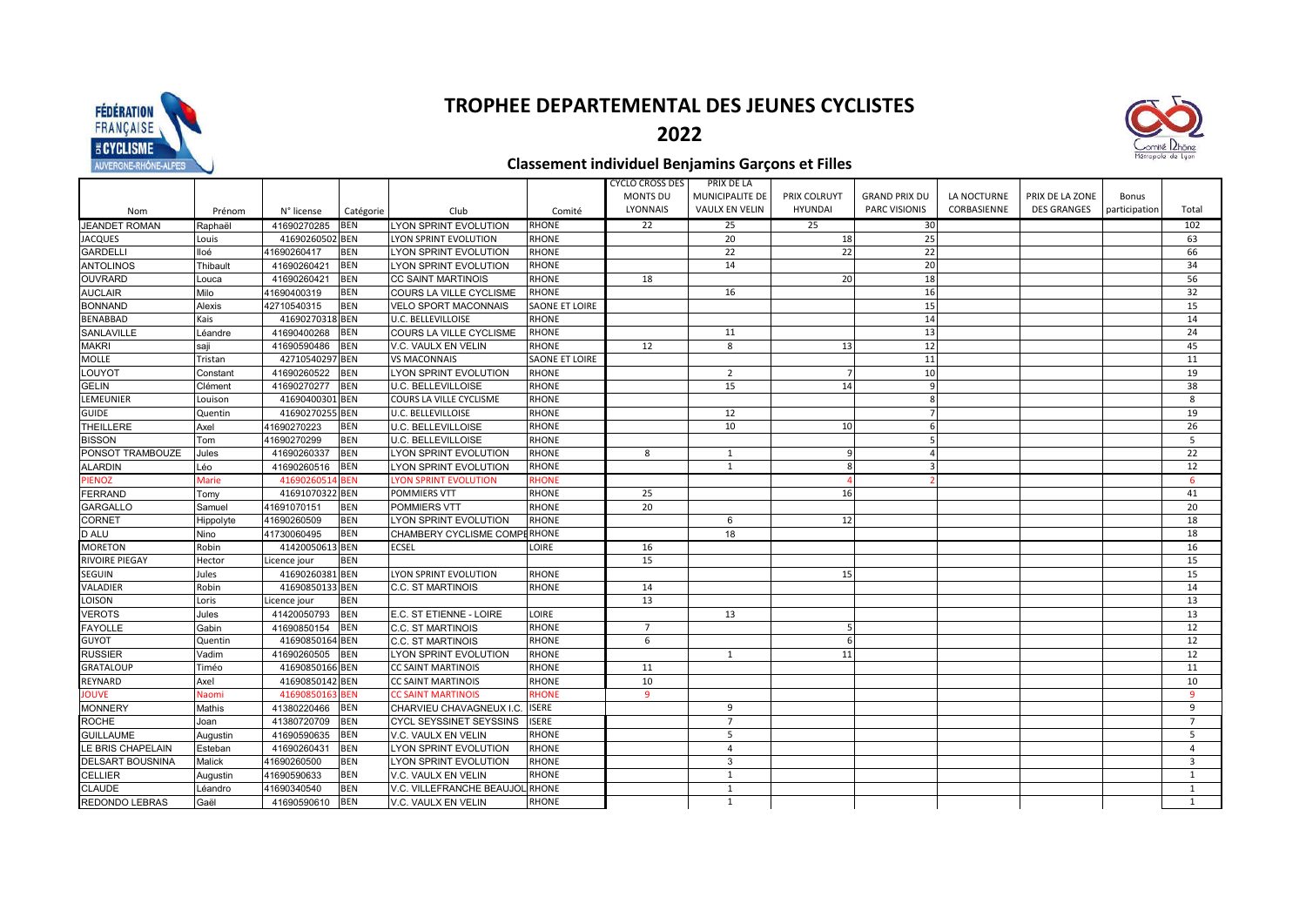# TROPHEE DEPARTEMENTAL DES JEUNES CYCLISTES

## 2022

### Classement individuel Benjamins Garçons et Filles

| Nom | Prénom | N° license | Catégorie | Club | Comité | CYCLO CROSS DES MONTS DU LYONNAIS | PRIX DE LA MUNICIPALITE DE VAULX EN VELIN | PRIX COLRUYT HYUNDAI | GRAND PRIX DU PARC VISIONIS | LA NOCTURNE CORBASIENNE | PRIX DE LA ZONE DES GRANGES | Bonus participation | Total |
|---|---|---|---|---|---|---|---|---|---|---|---|---|---|
| JEANDET ROMAN | Raphaël | 41690270285 | BEN | LYON SPRINT EVOLUTION | RHONE | 22 | 25 | 25 | 30 | | | | 102 |
| JACQUES | Louis | 41690260502 | BEN | LYON SPRINT EVOLUTION | RHONE | | 20 | 18 | 25 | | | | 63 |
| GARDELLI | Iloé | 41690260417 | BEN | LYON SPRINT EVOLUTION | RHONE | | 22 | 22 | 22 | | | | 66 |
| ANTOLINOS | Thibault | 41690260421 | BEN | LYON SPRINT EVOLUTION | RHONE | | 14 | | 20 | | | | 34 |
| OUVRARD | Louca | 41690260421 | BEN | CC SAINT MARTINOIS | RHONE | 18 | | 20 | 18 | | | | 56 |
| AUCLAIR | Milo | 41690400319 | BEN | COURS LA VILLE CYCLISME | RHONE | | 16 | | 16 | | | | 32 |
| BONNAND | Alexis | 42710540315 | BEN | VELO SPORT MACONNAIS | SAONE ET LOIRE | | | | 15 | | | | 15 |
| BENABBAD | Kais | 41690270318 | BEN | U.C. BELLEVILLOISE | RHONE | | | | 14 | | | | 14 |
| SANLAVILLE | Léandre | 41690400268 | BEN | COURS LA VILLE CYCLISME | RHONE | | 11 | | 13 | | | | 24 |
| MAKRI | saji | 41690590486 | BEN | V.C. VAULX EN VELIN | RHONE | 12 | 8 | 13 | 12 | | | | 45 |
| MOLLE | Tristan | 42710540297 | BEN | VS MACONNAIS | SAONE ET LOIRE | | | | 11 | | | | 11 |
| LOUYOT | Constant | 41690260522 | BEN | LYON SPRINT EVOLUTION | RHONE | | 2 | 7 | 10 | | | | 19 |
| GELIN | Clément | 41690270277 | BEN | U.C. BELLEVILLOISE | RHONE | | 15 | 14 | 9 | | | | 38 |
| LEMEUNIER | Louison | 41690400301 | BEN | COURS LA VILLE CYCLISME | RHONE | | | | 8 | | | | 8 |
| GUIDE | Quentin | 41690270255 | BEN | U.C. BELLEVILLOISE | RHONE | | 12 | | 7 | | | | 19 |
| THEILLERE | Axel | 41690270223 | BEN | U.C. BELLEVILLOISE | RHONE | | 10 | 10 | 6 | | | | 26 |
| BISSON | Tom | 41690270299 | BEN | U.C. BELLEVILLOISE | RHONE | | | | 5 | | | | 5 |
| PONSOT TRAMBOUZE | Jules | 41690260337 | BEN | LYON SPRINT EVOLUTION | RHONE | 8 | 1 | 9 | 4 | | | | 22 |
| ALARDIN | Léo | 41690260516 | BEN | LYON SPRINT EVOLUTION | RHONE | | 1 | 8 | 3 | | | | 12 |
| PIENOZ | Marie | 41690260514 | BEN | LYON SPRINT EVOLUTION | RHONE | | | 4 | 2 | | | | 6 |
| FERRAND | Tomy | 41691070322 | BEN | POMMIERS VTT | RHONE | 25 | | 16 | | | | | 41 |
| GARGALLO | Samuel | 41691070151 | BEN | POMMIERS VTT | RHONE | 20 | | | | | | | 20 |
| CORNET | Hippolyte | 41690260509 | BEN | LYON SPRINT EVOLUTION | RHONE | | 6 | 12 | | | | | 18 |
| D ALU | Nino | 41730060495 | BEN | CHAMBERY CYCLISME COMPE | RHONE | | 18 | | | | | | 18 |
| MORETON | Robin | 41420050613 | BEN | ECSEL | LOIRE | 16 | | | | | | | 16 |
| RIVOIRE PIEGAY | Hector | Licence jour | BEN | | | 15 | | | | | | | 15 |
| SEGUIN | Jules | 41690260381 | BEN | LYON SPRINT EVOLUTION | RHONE | | | 15 | | | | | 15 |
| VALADIER | Robin | 41690850133 | BEN | C.C. ST MARTINOIS | RHONE | 14 | | | | | | | 14 |
| LOISON | Loris | Licence jour | BEN | | | 13 | | | | | | | 13 |
| VEROTS | Jules | 41420050793 | BEN | E.C. ST ETIENNE - LOIRE | LOIRE | | 13 | | | | | | 13 |
| FAYOLLE | Gabin | 41690850154 | BEN | C.C. ST MARTINOIS | RHONE | 7 | | 5 | | | | | 12 |
| GUYOT | Quentin | 41690850164 | BEN | C.C. ST MARTINOIS | RHONE | 6 | | 6 | | | | | 12 |
| RUSSIER | Vadim | 41690260505 | BEN | LYON SPRINT EVOLUTION | RHONE | | 1 | 11 | | | | | 12 |
| GRATALOUP | Timéo | 41690850166 | BEN | CC SAINT MARTINOIS | RHONE | 11 | | | | | | | 11 |
| REYNARD | Axel | 41690850142 | BEN | CC SAINT MARTINOIS | RHONE | 10 | | | | | | | 10 |
| JOUVE | Naomi | 41690850163 | BEN | CC SAINT MARTINOIS | RHONE | 9 | | | | | | | 9 |
| MONNERY | Mathis | 41380220466 | BEN | CHARVIEU CHAVAGNEUX I.C. | ISERE | | 9 | | | | | | 9 |
| ROCHE | Joan | 41380720709 | BEN | CYCL SEYSSINET SEYSSINS | ISERE | | 7 | | | | | | 7 |
| GUILLAUME | Augustin | 41690590635 | BEN | V.C. VAULX EN VELIN | RHONE | | 5 | | | | | | 5 |
| LE BRIS CHAPELAIN | Esteban | 41690260431 | BEN | LYON SPRINT EVOLUTION | RHONE | | 4 | | | | | | 4 |
| DELSART BOUSNINA | Malick | 41690260500 | BEN | LYON SPRINT EVOLUTION | RHONE | | 3 | | | | | | 3 |
| CELLIER | Augustin | 41690590633 | BEN | V.C. VAULX EN VELIN | RHONE | | 1 | | | | | | 1 |
| CLAUDE | Léandro | 41690340540 | BEN | V.C. VILLEFRANCHE BEAUJOL | RHONE | | 1 | | | | | | 1 |
| REDONDO LEBRAS | Gaël | 41690590610 | BEN | V.C. VAULX EN VELIN | RHONE | | 1 | | | | | | 1 |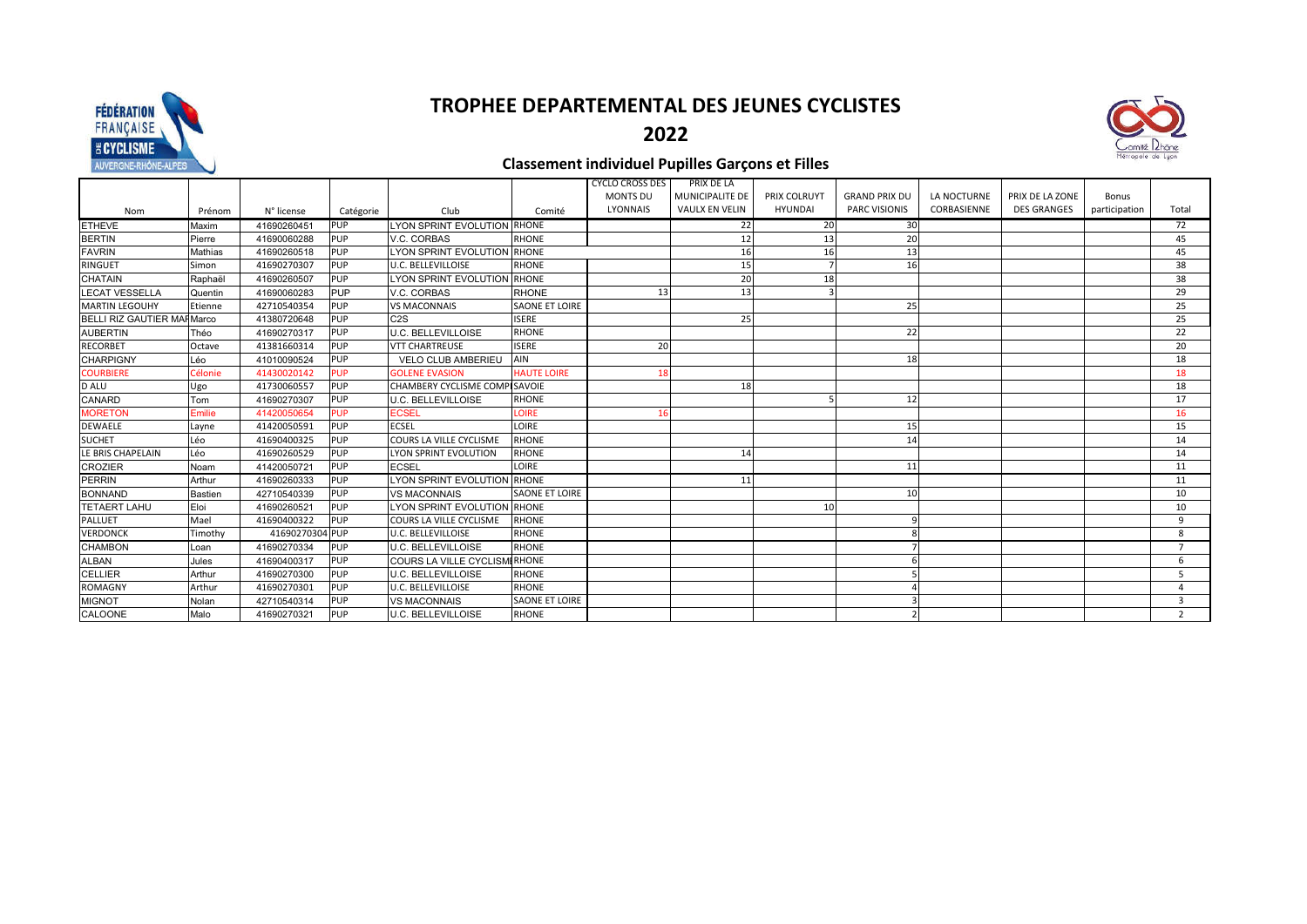# TROPHEE DEPARTEMENTAL DES JEUNES CYCLISTES

## 2022

### Classement individuel Pupilles Garçons et Filles

| Nom | Prénom | N° license | Catégorie | Club | Comité | CYCLO CROSS DES MONTS DU LYONNAIS | PRIX DE LA MUNICIPALITE DE VAULX EN VELIN | PRIX COLRUYT HYUNDAI | GRAND PRIX DU PARC VISIONIS | LA NOCTURNE CORBASIENNE | PRIX DE LA ZONE DES GRANGES | Bonus participation | Total |
|---|---|---|---|---|---|---|---|---|---|---|---|---|---|
| ETHEVE | Maxim | 41690260451 | PUP | LYON SPRINT EVOLUTION | RHONE | | 22 | 20 | 30 | | | | 72 |
| BERTIN | Pierre | 41690060288 | PUP | V.C. CORBAS | RHONE | | 12 | 13 | 20 | | | | 45 |
| FAVRIN | Mathias | 41690260518 | PUP | LYON SPRINT EVOLUTION | RHONE | | 16 | 16 | 13 | | | | 45 |
| RINGUET | Simon | 41690270307 | PUP | U.C. BELLEVILLOISE | RHONE | | 15 | 7 | 16 | | | | 38 |
| CHATAIN | Raphaël | 41690260507 | PUP | LYON SPRINT EVOLUTION | RHONE | | 20 | 18 | | | | | 38 |
| LECAT VESSELLA | Quentin | 41690060283 | PUP | V.C. CORBAS | RHONE | 13 | 13 | 3 | | | | | 29 |
| MARTIN LEGOUHY | Etienne | 42710540354 | PUP | VS MACONNAIS | SAONE ET LOIRE | | | | 25 | | | | 25 |
| BELLI RIZ GAUTIER MAF | Marco | 41380720648 | PUP | C2S | ISERE | | 25 | | | | | | 25 |
| AUBERTIN | Théo | 41690270317 | PUP | U.C. BELLEVILLOISE | RHONE | | | | 22 | | | | 22 |
| RECORBET | Octave | 41381660314 | PUP | VTT CHARTREUSE | ISERE | 20 | | | | | | | 20 |
| CHARPIGNY | Léo | 41010090524 | PUP | VELO CLUB AMBERIEU | AIN | | | | 18 | | | | 18 |
| COURBIERE | Célonie | 41430020142 | PUP | GOLENE EVASION | HAUTE LOIRE | 18 | | | | | | | 18 |
| D ALU | Ugo | 41730060557 | PUP | CHAMBERY CYCLISME COMP | SAVOIE | | 18 | | | | | | 18 |
| CANARD | Tom | 41690270307 | PUP | U.C. BELLEVILLOISE | RHONE | | | 5 | 12 | | | | 17 |
| MORETON | Emilie | 41420050654 | PUP | ECSEL | LOIRE | 16 | | | | | | | 16 |
| DEWAELE | Layne | 41420050591 | PUP | ECSEL | LOIRE | | | | 15 | | | | 15 |
| SUCHET | Léo | 41690400325 | PUP | COURS LA VILLE CYCLISME | RHONE | | | | 14 | | | | 14 |
| LE BRIS CHAPELAIN | Léo | 41690260529 | PUP | LYON SPRINT EVOLUTION | RHONE | | 14 | | | | | | 14 |
| CROZIER | Noam | 41420050721 | PUP | ECSEL | LOIRE | | | | 11 | | | | 11 |
| PERRIN | Arthur | 41690260333 | PUP | LYON SPRINT EVOLUTION | RHONE | | 11 | | | | | | 11 |
| BONNAND | Bastien | 42710540339 | PUP | VS MACONNAIS | SAONE ET LOIRE | | | | 10 | | | | 10 |
| TETAERT LAHU | Eloi | 41690260521 | PUP | LYON SPRINT EVOLUTION | RHONE | | | 10 | | | | | 10 |
| PALLUET | Mael | 41690400322 | PUP | COURS LA VILLE CYCLISME | RHONE | | | | 9 | | | | 9 |
| VERDONCK | Timothy | 41690270304 | PUP | U.C. BELLEVILLOISE | RHONE | | | | 8 | | | | 8 |
| CHAMBON | Loan | 41690270334 | PUP | U.C. BELLEVILLOISE | RHONE | | | | 7 | | | | 7 |
| ALBAN | Jules | 41690400317 | PUP | COURS LA VILLE CYCLISME | RHONE | | | | 6 | | | | 6 |
| CELLIER | Arthur | 41690270300 | PUP | U.C. BELLEVILLOISE | RHONE | | | | 5 | | | | 5 |
| ROMAGNY | Arthur | 41690270301 | PUP | U.C. BELLEVILLOISE | RHONE | | | | 4 | | | | 4 |
| MIGNOT | Nolan | 42710540314 | PUP | VS MACONNAIS | SAONE ET LOIRE | | | | 3 | | | | 3 |
| CALOONE | Malo | 41690270321 | PUP | U.C. BELLEVILLOISE | RHONE | | | | 2 | | | | 2 |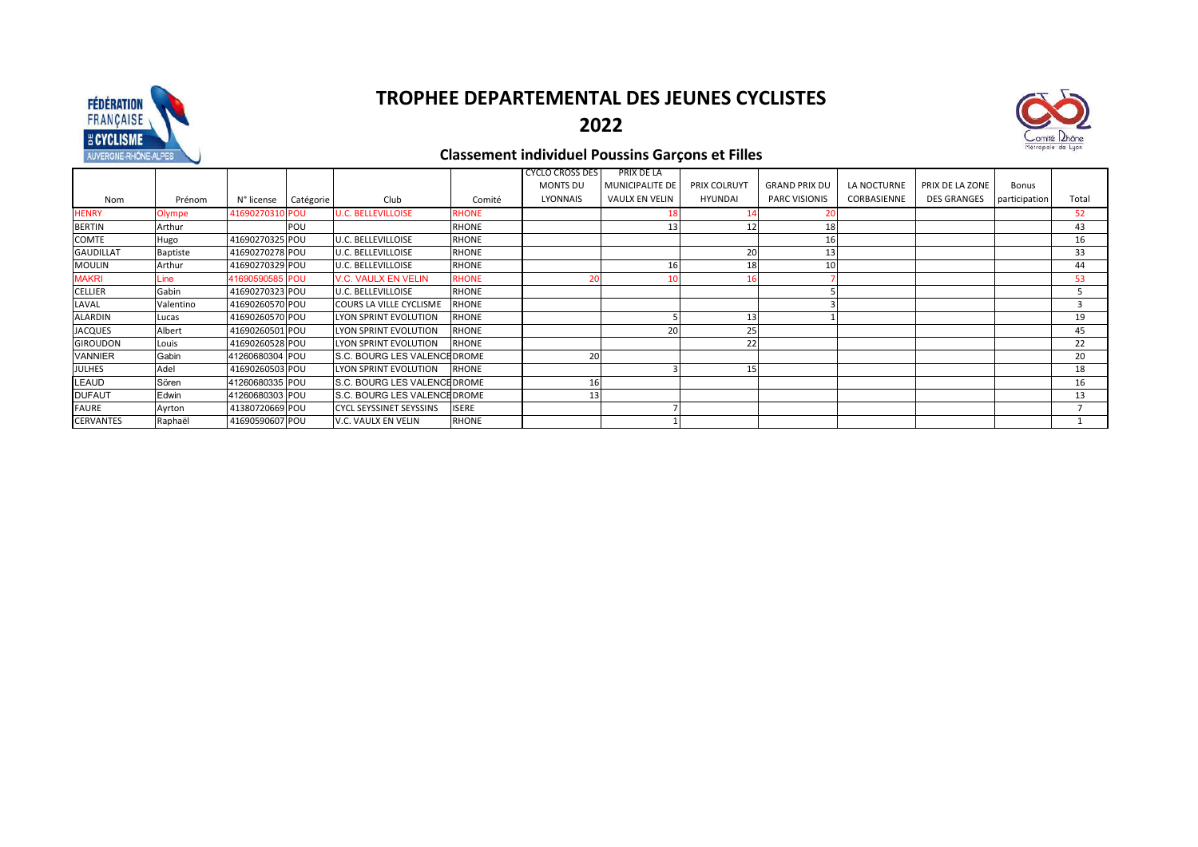# TROPHEE DEPARTEMENTAL DES JEUNES CYCLISTES

## 2022

### Classement individuel Poussins Garçons et Filles

| Nom | Prénom | N° license | Catégorie | Club | Comité | CYCLO CROSS DES MONTS DU LYONNAIS | PRIX DE LA MUNICIPALITE DE VAULX EN VELIN | PRIX COLRUYT HYUNDAI | GRAND PRIX DU PARC VISIONIS | LA NOCTURNE CORBASIENNE | PRIX DE LA ZONE DES GRANGES | Bonus participation | Total |
|---|---|---|---|---|---|---|---|---|---|---|---|---|---|
| HENRY | Olympe | 41690270310 | POU | U.C. BELLEVILLOISE | RHONE | | 18 | 14 | 20 | | | | 52 |
| BERTIN | Arthur | | POU | | RHONE | | 13 | 12 | 18 | | | | 43 |
| COMTE | Hugo | 41690270325 | POU | U.C. BELLEVILLOISE | RHONE | | | | 16 | | | | 16 |
| GAUDILLAT | Baptiste | 41690270278 | POU | U.C. BELLEVILLOISE | RHONE | | | 20 | 13 | | | | 33 |
| MOULIN | Arthur | 41690270329 | POU | U.C. BELLEVILLOISE | RHONE | | 16 | 18 | 10 | | | | 44 |
| MAKRI | Line | 41690590585 | POU | V.C. VAULX EN VELIN | RHONE | 20 | 10 | 16 | 7 | | | | 53 |
| CELLIER | Gabin | 41690270323 | POU | U.C. BELLEVILLOISE | RHONE | | | | 5 | | | | 5 |
| LAVAL | Valentino | 41690260570 | POU | COURS LA VILLE CYCLISME | RHONE | | | | 3 | | | | 3 |
| ALARDIN | Lucas | 41690260570 | POU | LYON SPRINT EVOLUTION | RHONE | | 5 | 13 | 1 | | | | 19 |
| JACQUES | Albert | 41690260501 | POU | LYON SPRINT EVOLUTION | RHONE | | 20 | 25 | | | | | 45 |
| GIROUDON | Louis | 41690260528 | POU | LYON SPRINT EVOLUTION | RHONE | | | 22 | | | | | 22 |
| VANNIER | Gabin | 41260680304 | POU | S.C. BOURG LES VALENCE | DROME | 20 | | | | | | | 20 |
| JULHES | Adel | 41690260503 | POU | LYON SPRINT EVOLUTION | RHONE | | 3 | 15 | | | | | 18 |
| LEAUD | Sören | 41260680335 | POU | S.C. BOURG LES VALENCE | DROME | 16 | | | | | | | 16 |
| DUFAUT | Edwin | 41260680303 | POU | S.C. BOURG LES VALENCE | DROME | 13 | | | | | | | 13 |
| FAURE | Ayrton | 41380720669 | POU | CYCL SEYSSINET SEYSSINS | ISERE | | 7 | | | | | | 7 |
| CERVANTES | Raphaël | 41690590607 | POU | V.C. VAULX EN VELIN | RHONE | | 1 | | | | | | 1 |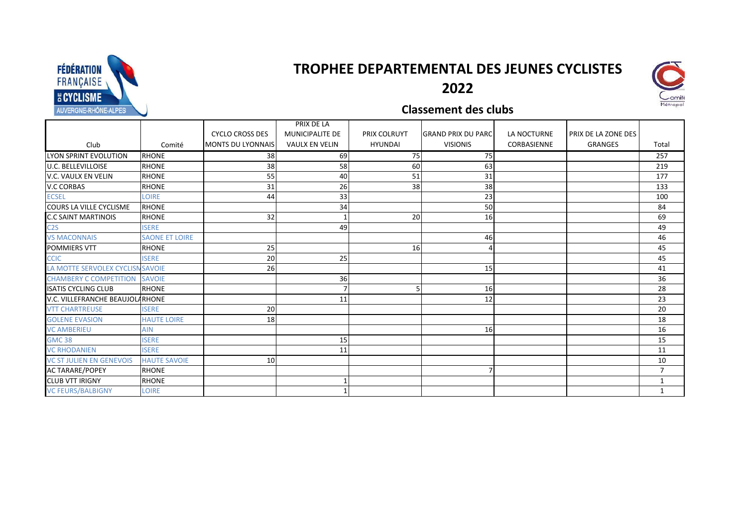# TROPHEE DEPARTEMENTAL DES JEUNES CYCLISTES

## 2022

### Classement des clubs

| Club | Comité | CYCLO CROSS DES MONTS DU LYONNAIS | PRIX DE LA MUNICIPALITE DE VAULX EN VELIN | PRIX COLRUYT HYUNDAI | GRAND PRIX DU PARC VISIONIS | LA NOCTURNE CORBASIENNE | PRIX DE LA ZONE DES GRANGES | Total |
|---|---|---|---|---|---|---|---|---|
| LYON SPRINT EVOLUTION | RHONE | 38 | 69 | 75 | 75 | | | 257 |
| U.C. BELLEVILLOISE | RHONE | 38 | 58 | 60 | 63 | | | 219 |
| V.C. VAULX EN VELIN | RHONE | 55 | 40 | 51 | 31 | | | 177 |
| V.C CORBAS | RHONE | 31 | 26 | 38 | 38 | | | 133 |
| ECSEL | LOIRE | 44 | 33 | | 23 | | | 100 |
| COURS LA VILLE CYCLISME | RHONE | | 34 | | 50 | | | 84 |
| C.C SAINT MARTINOIS | RHONE | 32 | 1 | 20 | 16 | | | 69 |
| C2S | ISERE | | 49 | | | | | 49 |
| VS MACONNAIS | SAONE ET LOIRE | | | | 46 | | | 46 |
| POMMIERS VTT | RHONE | 25 | | 16 | 4 | | | 45 |
| CCIC | ISERE | 20 | 25 | | | | | 45 |
| LA MOTTE SERVOLEX CYCLISM | SAVOIE | 26 | | | 15 | | | 41 |
| CHAMBERY C COMPETITION | SAVOIE | | 36 | | | | | 36 |
| ISATIS CYCLING CLUB | RHONE | | 7 | 5 | 16 | | | 28 |
| V.C. VILLEFRANCHE BEAUJOLA | RHONE | | 11 | | 12 | | | 23 |
| VTT CHARTREUSE | ISERE | 20 | | | | | | 20 |
| GOLENE EVASION | HAUTE LOIRE | 18 | | | | | | 18 |
| VC AMBERIEU | AIN | | | | 16 | | | 16 |
| GMC 38 | ISERE | | 15 | | | | | 15 |
| VC RHODANIEN | ISERE | | 11 | | | | | 11 |
| VC ST JULIEN EN GENEVOIS | HAUTE SAVOIE | 10 | | | | | | 10 |
| AC TARARE/POPEY | RHONE | | | | 7 | | | 7 |
| CLUB VTT IRIGNY | RHONE | | 1 | | | | | 1 |
| VC FEURS/BALBIGNY | LOIRE | | 1 | | | | | 1 |